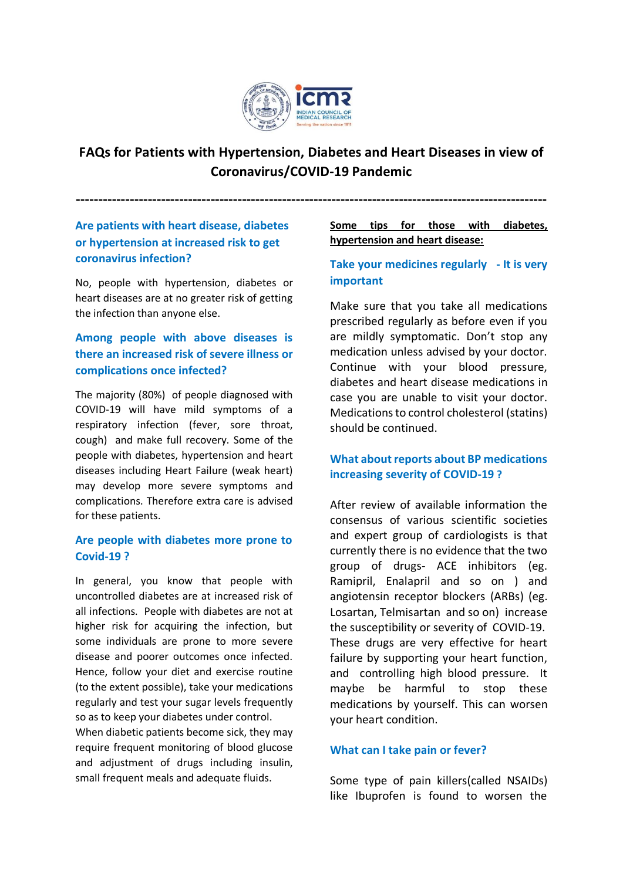# FAQs for Patients with Hypertension, Diabetes and Heart Diseases in view of Coronavirus/COVID-19 Pandemic

---

### Are patients with heart disease, diabetes or hypertension at increased risk to get coronavirus infection?

No, people with hypertension, diabetes or heart diseases are at no greater risk of getting the infection than anyone else.

### Among people with above diseases is there an increased risk of severe illness or complications once infected?

The majority (80%) of people diagnosed with COVID-19 will have mild symptoms of a respiratory infection (fever, sore throat, cough) and make full recovery. Some of the people with diabetes, hypertension and heart diseases including Heart Failure (weak heart) may develop more severe symptoms and complications. Therefore extra care is advised for these patients.

### Are people with diabetes more prone to Covid-19 ?

In general, you know that people with uncontrolled diabetes are at increased risk of all infections. People with diabetes are not at higher risk for acquiring the infection, but some individuals are prone to more severe disease and poorer outcomes once infected. Hence, follow your diet and exercise routine (to the extent possible), take your medications regularly and test your sugar levels frequently so as to keep your diabetes under control.

When diabetic patients become sick, they may require frequent monitoring of blood glucose and adjustment of drugs including insulin, small frequent meals and adequate fluids.

**Some tips for those with diabetes, hypertension and heart disease:**

### Take your medicines regularly - It is very important

Make sure that you take all medications prescribed regularly as before even if you are mildly symptomatic. Don't stop any medication unless advised by your doctor. Continue with your blood pressure, diabetes and heart disease medications in case you are unable to visit your doctor. Medications to control cholesterol (statins) should be continued.

### What about reports about BP medications increasing severity of COVID-19 ?

After review of available information the consensus of various scientific societies and expert group of cardiologists is that currently there is no evidence that the two group of drugs- ACE inhibitors (eg. Ramipril, Enalapril and so on ) and angiotensin receptor blockers (ARBs) (eg. Losartan, Telmisartan and so on) increase the susceptibility or severity of COVID-19. These drugs are very effective for heart failure by supporting your heart function, and controlling high blood pressure. It maybe be harmful to stop these medications by yourself. This can worsen your heart condition.

### What can I take pain or fever?

Some type of pain killers(called NSAIDs) like Ibuprofen is found to worsen the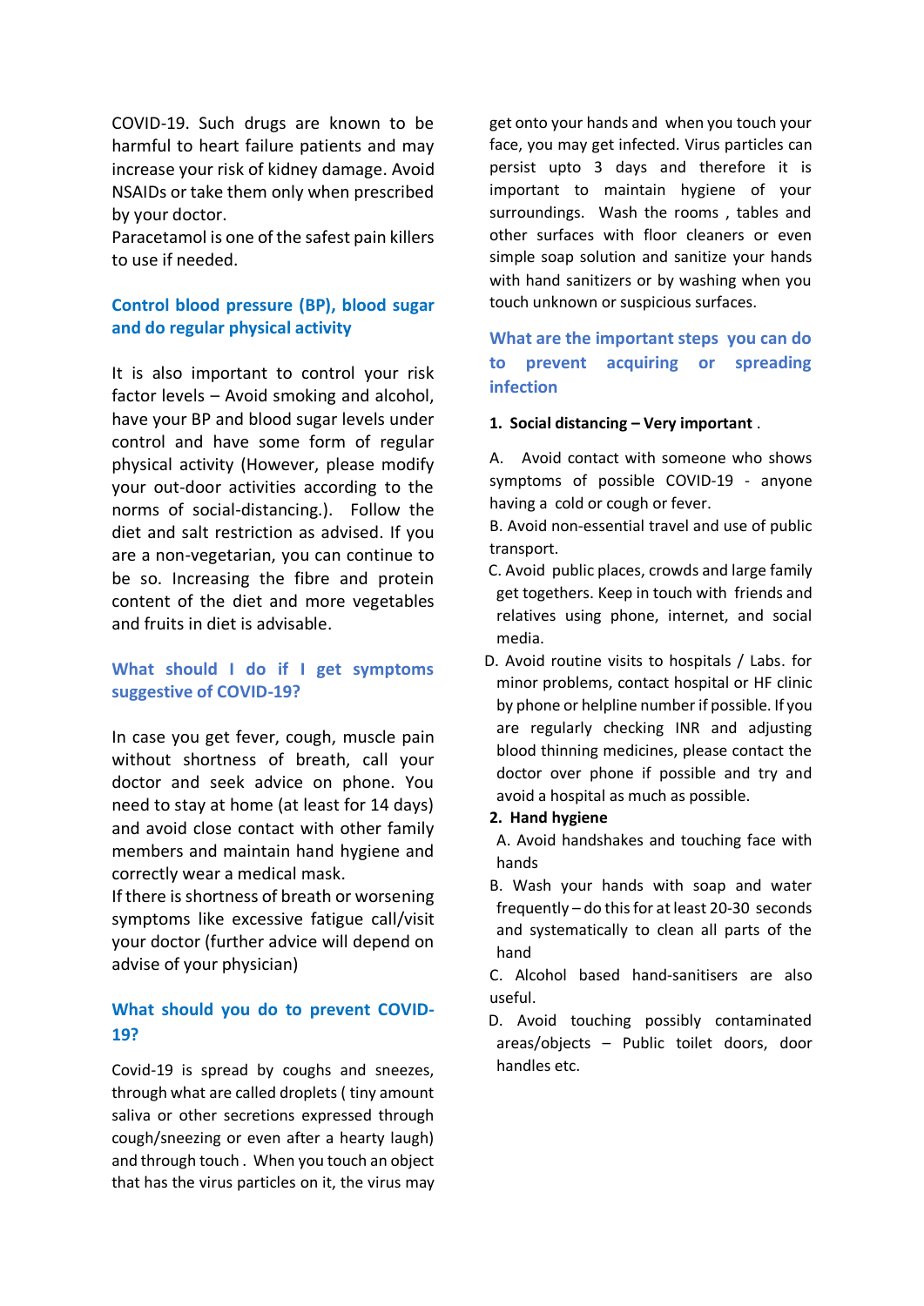COVID-19. Such drugs are known to be harmful to heart failure patients and may increase your risk of kidney damage. Avoid NSAIDs or take them only when prescribed by your doctor.

Paracetamol is one of the safest pain killers to use if needed.

## Control blood pressure (BP), blood sugar and do regular physical activity

It is also important to control your risk factor levels – Avoid smoking and alcohol, have your BP and blood sugar levels under control and have some form of regular physical activity (However, please modify your out-door activities according to the norms of social-distancing.). Follow the diet and salt restriction as advised. If you are a non-vegetarian, you can continue to be so. Increasing the fibre and protein content of the diet and more vegetables and fruits in diet is advisable.

## What should I do if I get symptoms suggestive of COVID-19?

In case you get fever, cough, muscle pain without shortness of breath, call your doctor and seek advice on phone. You need to stay at home (at least for 14 days) and avoid close contact with other family members and maintain hand hygiene and correctly wear a medical mask.

If there is shortness of breath or worsening symptoms like excessive fatigue call/visit your doctor (further advice will depend on advise of your physician)

## What should you do to prevent COVID-19?

Covid-19 is spread by coughs and sneezes, through what are called droplets ( tiny amount saliva or other secretions expressed through cough/sneezing or even after a hearty laugh) and through touch . When you touch an object that has the virus particles on it, the virus may get onto your hands and when you touch your face, you may get infected. Virus particles can persist upto 3 days and therefore it is important to maintain hygiene of your surroundings. Wash the rooms , tables and other surfaces with floor cleaners or even simple soap solution and sanitize your hands with hand sanitizers or by washing when you touch unknown or suspicious surfaces.

## What are the important steps you can do to prevent acquiring or spreading infection

**1. Social distancing – Very important** .

A. Avoid contact with someone who shows symptoms of possible COVID-19 - anyone having a cold or cough or fever.

B. Avoid non-essential travel and use of public transport.

C. Avoid public places, crowds and large family get togethers. Keep in touch with friends and relatives using phone, internet, and social media.

D. Avoid routine visits to hospitals / Labs. for minor problems, contact hospital or HF clinic by phone or helpline number if possible. If you are regularly checking INR and adjusting blood thinning medicines, please contact the doctor over phone if possible and try and avoid a hospital as much as possible.

**2. Hand hygiene**

A. Avoid handshakes and touching face with hands

B. Wash your hands with soap and water frequently – do this for at least 20-30 seconds and systematically to clean all parts of the hand

C. Alcohol based hand-sanitisers are also useful.

D. Avoid touching possibly contaminated areas/objects – Public toilet doors, door handles etc.